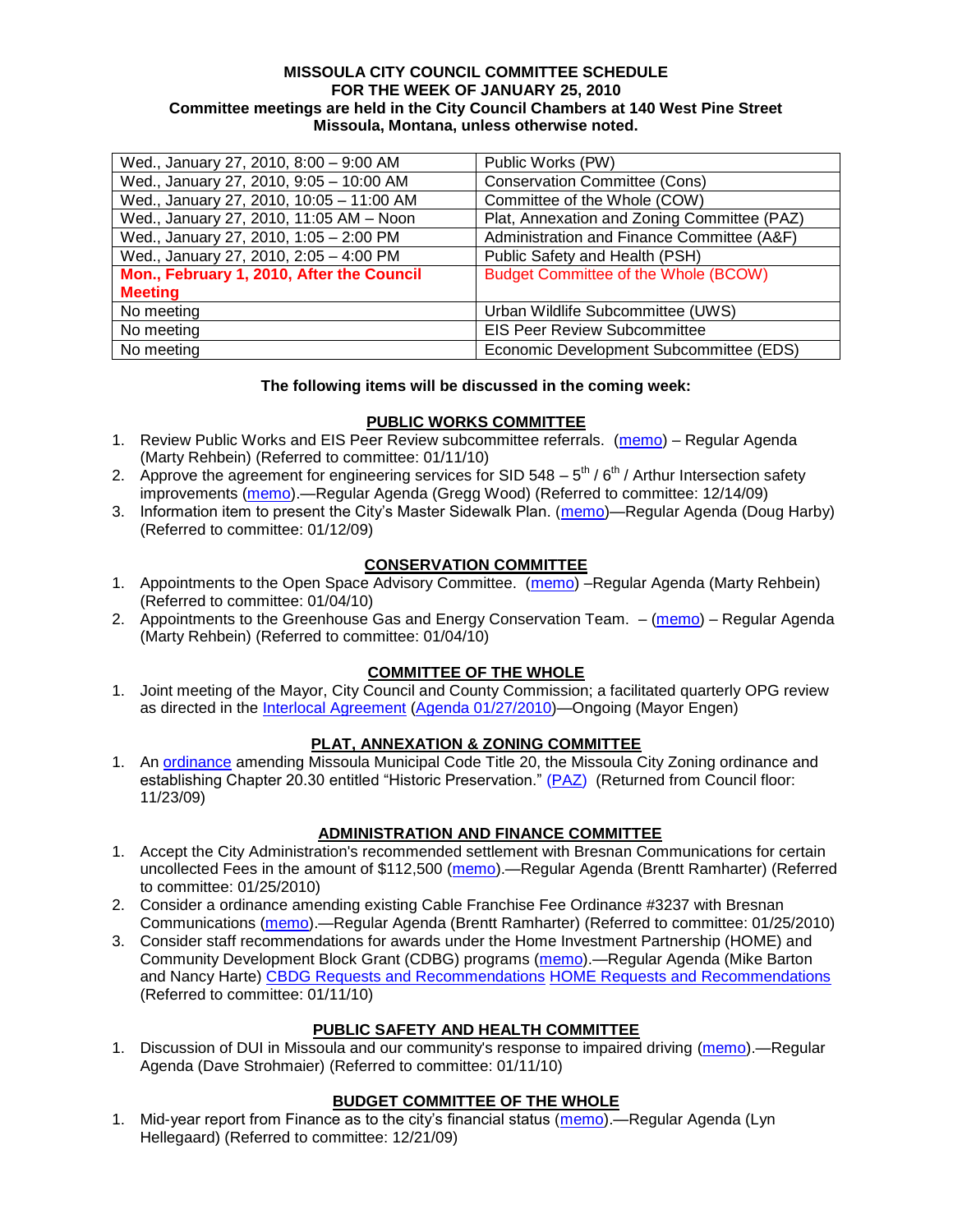**MISSOULA CITY COUNCIL COMMITTEE SCHEDULE**
**FOR THE WEEK OF JANUARY 25, 2010**
**Committee meetings are held in the City Council Chambers at 140 West Pine Street**
**Missoula, Montana, unless otherwise noted.**

| Date/Time | Committee |
|---|---|
| Wed., January 27, 2010, 8:00 – 9:00 AM | Public Works (PW) |
| Wed., January 27, 2010, 9:05 – 10:00 AM | Conservation Committee (Cons) |
| Wed., January 27, 2010, 10:05 – 11:00 AM | Committee of the Whole (COW) |
| Wed., January 27, 2010, 11:05 AM – Noon | Plat, Annexation and Zoning Committee (PAZ) |
| Wed., January 27, 2010, 1:05 – 2:00 PM | Administration and Finance Committee (A&F) |
| Wed., January 27, 2010, 2:05 – 4:00 PM | Public Safety and Health (PSH) |
| **Mon., February 1, 2010, After the Council Meeting** | Budget Committee of the Whole (BCOW) |
| No meeting | Urban Wildlife Subcommittee (UWS) |
| No meeting | EIS Peer Review Subcommittee |
| No meeting | Economic Development Subcommittee (EDS) |

**The following items will be discussed in the coming week:**

**PUBLIC WORKS COMMITTEE**

1. Review Public Works and EIS Peer Review subcommittee referrals. (memo) – Regular Agenda (Marty Rehbein) (Referred to committee: 01/11/10)
2. Approve the agreement for engineering services for SID 548 – 5th / 6th / Arthur Intersection safety improvements (memo).—Regular Agenda (Gregg Wood) (Referred to committee: 12/14/09)
3. Information item to present the City's Master Sidewalk Plan. (memo)—Regular Agenda (Doug Harby) (Referred to committee: 01/12/09)

**CONSERVATION COMMITTEE**

1. Appointments to the Open Space Advisory Committee. (memo) –Regular Agenda (Marty Rehbein) (Referred to committee: 01/04/10)
2. Appointments to the Greenhouse Gas and Energy Conservation Team. – (memo) – Regular Agenda (Marty Rehbein) (Referred to committee: 01/04/10)

**COMMITTEE OF THE WHOLE**

1. Joint meeting of the Mayor, City Council and County Commission; a facilitated quarterly OPG review as directed in the Interlocal Agreement (Agenda 01/27/2010)—Ongoing (Mayor Engen)

**PLAT, ANNEXATION & ZONING COMMITTEE**

1. An ordinance amending Missoula Municipal Code Title 20, the Missoula City Zoning ordinance and establishing Chapter 20.30 entitled "Historic Preservation." (PAZ) (Returned from Council floor: 11/23/09)

**ADMINISTRATION AND FINANCE COMMITTEE**

1. Accept the City Administration's recommended settlement with Bresnan Communications for certain uncollected Fees in the amount of $112,500 (memo).—Regular Agenda (Brentt Ramharter) (Referred to committee: 01/25/2010)
2. Consider a ordinance amending existing Cable Franchise Fee Ordinance #3237 with Bresnan Communications (memo).—Regular Agenda (Brentt Ramharter) (Referred to committee: 01/25/2010)
3. Consider staff recommendations for awards under the Home Investment Partnership (HOME) and Community Development Block Grant (CDBG) programs (memo).—Regular Agenda (Mike Barton and Nancy Harte) CBDG Requests and Recommendations HOME Requests and Recommendations (Referred to committee: 01/11/10)

**PUBLIC SAFETY AND HEALTH COMMITTEE**

1. Discussion of DUI in Missoula and our community's response to impaired driving (memo).—Regular Agenda (Dave Strohmaier) (Referred to committee: 01/11/10)

**BUDGET COMMITTEE OF THE WHOLE**

1. Mid-year report from Finance as to the city's financial status (memo).—Regular Agenda (Lyn Hellegaard) (Referred to committee: 12/21/09)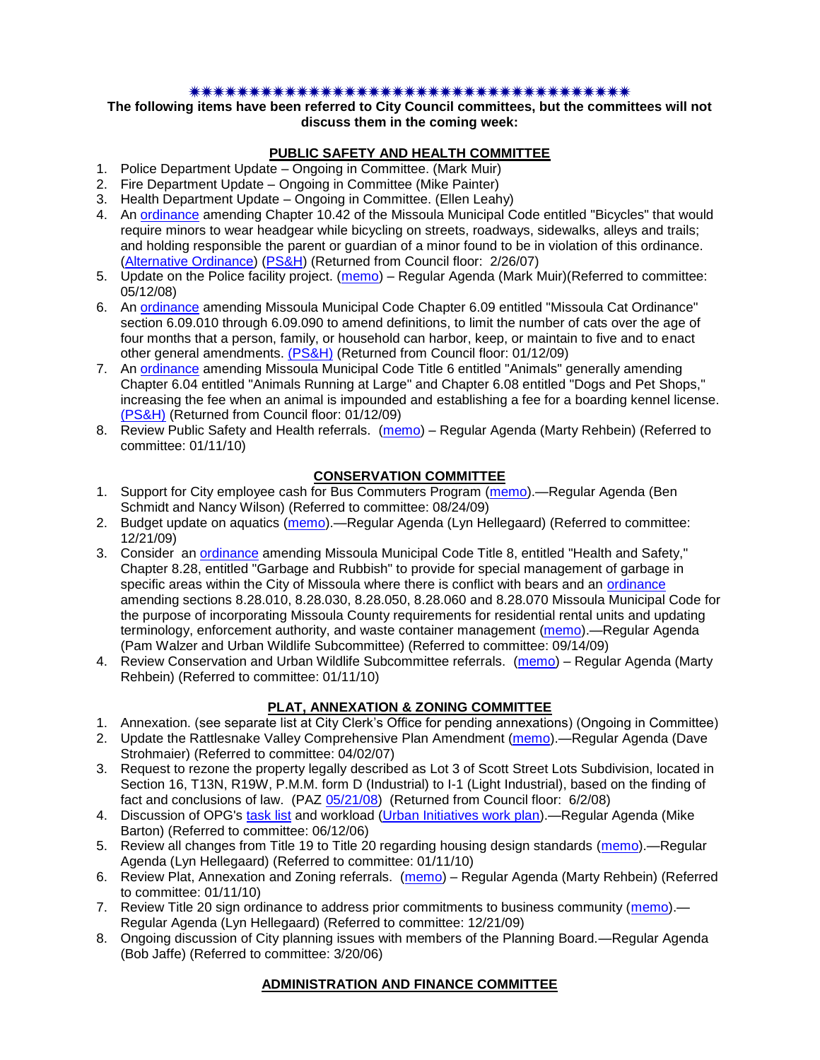✷✷✷✷✷✷✷✷✷✷✷✷✷✷✷✷✷✷✷✷✷✷✷✷✷✷✷✷✷✷✷✷✷✷✷✷✷✷✷✷

**The following items have been referred to City Council committees, but the committees will not discuss them in the coming week:**

## PUBLIC SAFETY AND HEALTH COMMITTEE

1. Police Department Update – Ongoing in Committee. (Mark Muir)
2. Fire Department Update – Ongoing in Committee (Mike Painter)
3. Health Department Update – Ongoing in Committee. (Ellen Leahy)
4. An ordinance amending Chapter 10.42 of the Missoula Municipal Code entitled "Bicycles" that would require minors to wear headgear while bicycling on streets, roadways, sidewalks, alleys and trails; and holding responsible the parent or guardian of a minor found to be in violation of this ordinance. (Alternative Ordinance) (PS&H) (Returned from Council floor: 2/26/07)
5. Update on the Police facility project. (memo) – Regular Agenda (Mark Muir)(Referred to committee: 05/12/08)
6. An ordinance amending Missoula Municipal Code Chapter 6.09 entitled "Missoula Cat Ordinance" section 6.09.010 through 6.09.090 to amend definitions, to limit the number of cats over the age of four months that a person, family, or household can harbor, keep, or maintain to five and to enact other general amendments. (PS&H) (Returned from Council floor: 01/12/09)
7. An ordinance amending Missoula Municipal Code Title 6 entitled "Animals" generally amending Chapter 6.04 entitled "Animals Running at Large" and Chapter 6.08 entitled "Dogs and Pet Shops," increasing the fee when an animal is impounded and establishing a fee for a boarding kennel license. (PS&H) (Returned from Council floor: 01/12/09)
8. Review Public Safety and Health referrals. (memo) – Regular Agenda (Marty Rehbein) (Referred to committee: 01/11/10)

## CONSERVATION COMMITTEE

1. Support for City employee cash for Bus Commuters Program (memo).—Regular Agenda (Ben Schmidt and Nancy Wilson) (Referred to committee: 08/24/09)
2. Budget update on aquatics (memo).—Regular Agenda (Lyn Hellegaard) (Referred to committee: 12/21/09)
3. Consider an ordinance amending Missoula Municipal Code Title 8, entitled "Health and Safety," Chapter 8.28, entitled "Garbage and Rubbish" to provide for special management of garbage in specific areas within the City of Missoula where there is conflict with bears and an ordinance amending sections 8.28.010, 8.28.030, 8.28.050, 8.28.060 and 8.28.070 Missoula Municipal Code for the purpose of incorporating Missoula County requirements for residential rental units and updating terminology, enforcement authority, and waste container management (memo).—Regular Agenda (Pam Walzer and Urban Wildlife Subcommittee) (Referred to committee: 09/14/09)
4. Review Conservation and Urban Wildlife Subcommittee referrals. (memo) – Regular Agenda (Marty Rehbein) (Referred to committee: 01/11/10)

## PLAT, ANNEXATION & ZONING COMMITTEE

1. Annexation. (see separate list at City Clerk's Office for pending annexations) (Ongoing in Committee)
2. Update the Rattlesnake Valley Comprehensive Plan Amendment (memo).—Regular Agenda (Dave Strohmaier) (Referred to committee: 04/02/07)
3. Request to rezone the property legally described as Lot 3 of Scott Street Lots Subdivision, located in Section 16, T13N, R19W, P.M.M. form D (Industrial) to I-1 (Light Industrial), based on the finding of fact and conclusions of law. (PAZ 05/21/08) (Returned from Council floor: 6/2/08)
4. Discussion of OPG's task list and workload (Urban Initiatives work plan).—Regular Agenda (Mike Barton) (Referred to committee: 06/12/06)
5. Review all changes from Title 19 to Title 20 regarding housing design standards (memo).—Regular Agenda (Lyn Hellegaard) (Referred to committee: 01/11/10)
6. Review Plat, Annexation and Zoning referrals. (memo) – Regular Agenda (Marty Rehbein) (Referred to committee: 01/11/10)
7. Review Title 20 sign ordinance to address prior commitments to business community (memo).—Regular Agenda (Lyn Hellegaard) (Referred to committee: 12/21/09)
8. Ongoing discussion of City planning issues with members of the Planning Board.—Regular Agenda (Bob Jaffe) (Referred to committee: 3/20/06)

## ADMINISTRATION AND FINANCE COMMITTEE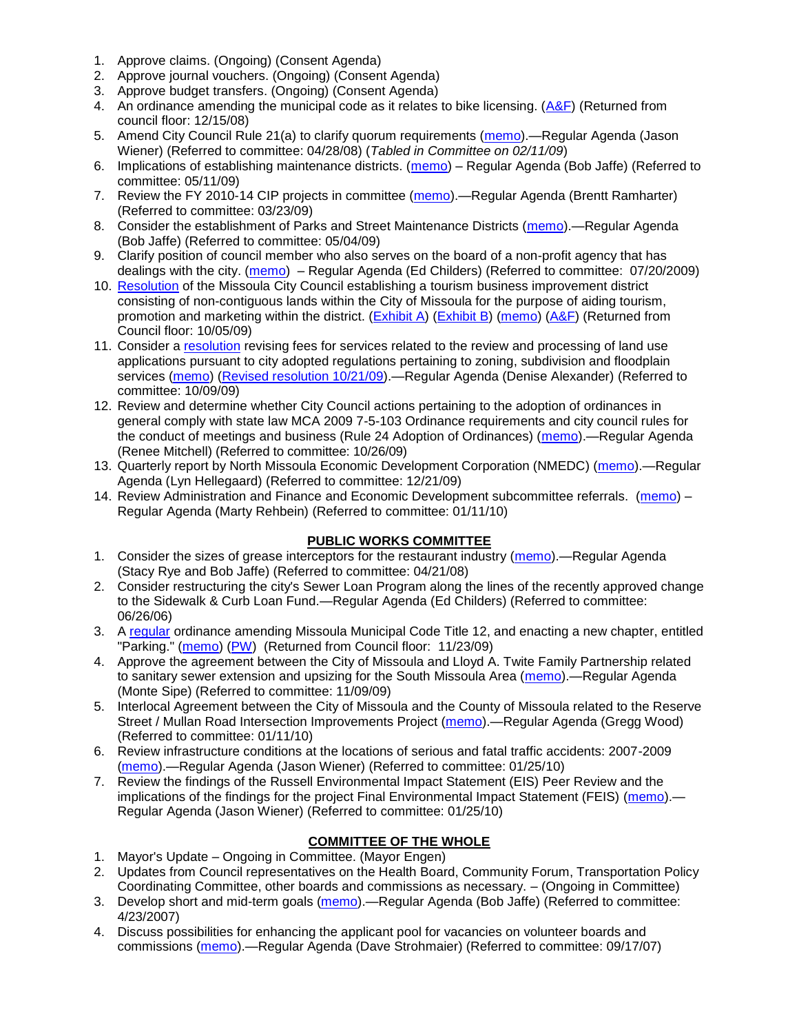1. Approve claims. (Ongoing) (Consent Agenda)
2. Approve journal vouchers. (Ongoing) (Consent Agenda)
3. Approve budget transfers. (Ongoing) (Consent Agenda)
4. An ordinance amending the municipal code as it relates to bike licensing. (A&F) (Returned from council floor: 12/15/08)
5. Amend City Council Rule 21(a) to clarify quorum requirements (memo).—Regular Agenda (Jason Wiener) (Referred to committee: 04/28/08) (*Tabled in Committee on 02/11/09*)
6. Implications of establishing maintenance districts. (memo) – Regular Agenda (Bob Jaffe) (Referred to committee: 05/11/09)
7. Review the FY 2010-14 CIP projects in committee (memo).—Regular Agenda (Brentt Ramharter) (Referred to committee: 03/23/09)
8. Consider the establishment of Parks and Street Maintenance Districts (memo).—Regular Agenda (Bob Jaffe) (Referred to committee: 05/04/09)
9. Clarify position of council member who also serves on the board of a non-profit agency that has dealings with the city. (memo) – Regular Agenda (Ed Childers) (Referred to committee: 07/20/2009)
10. Resolution of the Missoula City Council establishing a tourism business improvement district consisting of non-contiguous lands within the City of Missoula for the purpose of aiding tourism, promotion and marketing within the district. (Exhibit A) (Exhibit B) (memo) (A&F) (Returned from Council floor: 10/05/09)
11. Consider a resolution revising fees for services related to the review and processing of land use applications pursuant to city adopted regulations pertaining to zoning, subdivision and floodplain services (memo) (Revised resolution 10/21/09).—Regular Agenda (Denise Alexander) (Referred to committee: 10/09/09)
12. Review and determine whether City Council actions pertaining to the adoption of ordinances in general comply with state law MCA 2009 7-5-103 Ordinance requirements and city council rules for the conduct of meetings and business (Rule 24 Adoption of Ordinances) (memo).—Regular Agenda (Renee Mitchell) (Referred to committee: 10/26/09)
13. Quarterly report by North Missoula Economic Development Corporation (NMEDC) (memo).—Regular Agenda (Lyn Hellegaard) (Referred to committee: 12/21/09)
14. Review Administration and Finance and Economic Development subcommittee referrals. (memo) – Regular Agenda (Marty Rehbein) (Referred to committee: 01/11/10)

## PUBLIC WORKS COMMITTEE

1. Consider the sizes of grease interceptors for the restaurant industry (memo).—Regular Agenda (Stacy Rye and Bob Jaffe) (Referred to committee: 04/21/08)
2. Consider restructuring the city's Sewer Loan Program along the lines of the recently approved change to the Sidewalk & Curb Loan Fund.—Regular Agenda (Ed Childers) (Referred to committee: 06/26/06)
3. A regular ordinance amending Missoula Municipal Code Title 12, and enacting a new chapter, entitled "Parking." (memo) (PW) (Returned from Council floor: 11/23/09)
4. Approve the agreement between the City of Missoula and Lloyd A. Twite Family Partnership related to sanitary sewer extension and upsizing for the South Missoula Area (memo).—Regular Agenda (Monte Sipe) (Referred to committee: 11/09/09)
5. Interlocal Agreement between the City of Missoula and the County of Missoula related to the Reserve Street / Mullan Road Intersection Improvements Project (memo).—Regular Agenda (Gregg Wood) (Referred to committee: 01/11/10)
6. Review infrastructure conditions at the locations of serious and fatal traffic accidents: 2007-2009 (memo).—Regular Agenda (Jason Wiener) (Referred to committee: 01/25/10)
7. Review the findings of the Russell Environmental Impact Statement (EIS) Peer Review and the implications of the findings for the project Final Environmental Impact Statement (FEIS) (memo).—Regular Agenda (Jason Wiener) (Referred to committee: 01/25/10)

## COMMITTEE OF THE WHOLE

1. Mayor's Update – Ongoing in Committee. (Mayor Engen)
2. Updates from Council representatives on the Health Board, Community Forum, Transportation Policy Coordinating Committee, other boards and commissions as necessary. – (Ongoing in Committee)
3. Develop short and mid-term goals (memo).—Regular Agenda (Bob Jaffe) (Referred to committee: 4/23/2007)
4. Discuss possibilities for enhancing the applicant pool for vacancies on volunteer boards and commissions (memo).—Regular Agenda (Dave Strohmaier) (Referred to committee: 09/17/07)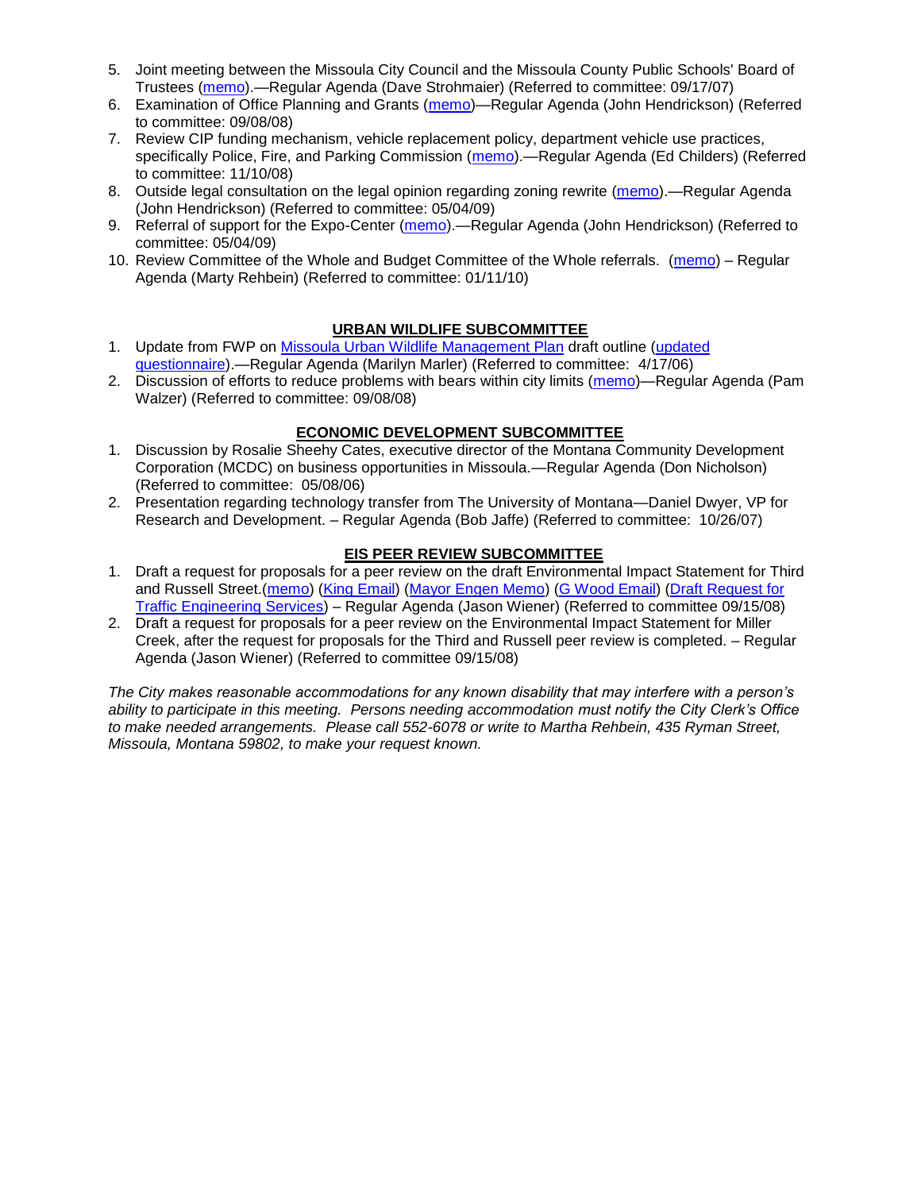5. Joint meeting between the Missoula City Council and the Missoula County Public Schools' Board of Trustees (memo).—Regular Agenda (Dave Strohmaier) (Referred to committee: 09/17/07)
6. Examination of Office Planning and Grants (memo)—Regular Agenda (John Hendrickson) (Referred to committee: 09/08/08)
7. Review CIP funding mechanism, vehicle replacement policy, department vehicle use practices, specifically Police, Fire, and Parking Commission (memo).—Regular Agenda (Ed Childers) (Referred to committee: 11/10/08)
8. Outside legal consultation on the legal opinion regarding zoning rewrite (memo).—Regular Agenda (John Hendrickson) (Referred to committee: 05/04/09)
9. Referral of support for the Expo-Center (memo).—Regular Agenda (John Hendrickson) (Referred to committee: 05/04/09)
10. Review Committee of the Whole and Budget Committee of the Whole referrals. (memo) – Regular Agenda (Marty Rehbein) (Referred to committee: 01/11/10)

## URBAN WILDLIFE SUBCOMMITTEE

1. Update from FWP on Missoula Urban Wildlife Management Plan draft outline (updated questionnaire).—Regular Agenda (Marilyn Marler) (Referred to committee: 4/17/06)
2. Discussion of efforts to reduce problems with bears within city limits (memo)—Regular Agenda (Pam Walzer) (Referred to committee: 09/08/08)

## ECONOMIC DEVELOPMENT SUBCOMMITTEE

1. Discussion by Rosalie Sheehy Cates, executive director of the Montana Community Development Corporation (MCDC) on business opportunities in Missoula.—Regular Agenda (Don Nicholson) (Referred to committee: 05/08/06)
2. Presentation regarding technology transfer from The University of Montana—Daniel Dwyer, VP for Research and Development. – Regular Agenda (Bob Jaffe) (Referred to committee: 10/26/07)

## EIS PEER REVIEW SUBCOMMITTEE

1. Draft a request for proposals for a peer review on the draft Environmental Impact Statement for Third and Russell Street.(memo) (King Email) (Mayor Engen Memo) (G Wood Email) (Draft Request for Traffic Engineering Services) – Regular Agenda (Jason Wiener) (Referred to committee 09/15/08)
2. Draft a request for proposals for a peer review on the Environmental Impact Statement for Miller Creek, after the request for proposals for the Third and Russell peer review is completed. – Regular Agenda (Jason Wiener) (Referred to committee 09/15/08)

*The City makes reasonable accommodations for any known disability that may interfere with a person's ability to participate in this meeting. Persons needing accommodation must notify the City Clerk's Office to make needed arrangements. Please call 552-6078 or write to Martha Rehbein, 435 Ryman Street, Missoula, Montana 59802, to make your request known.*